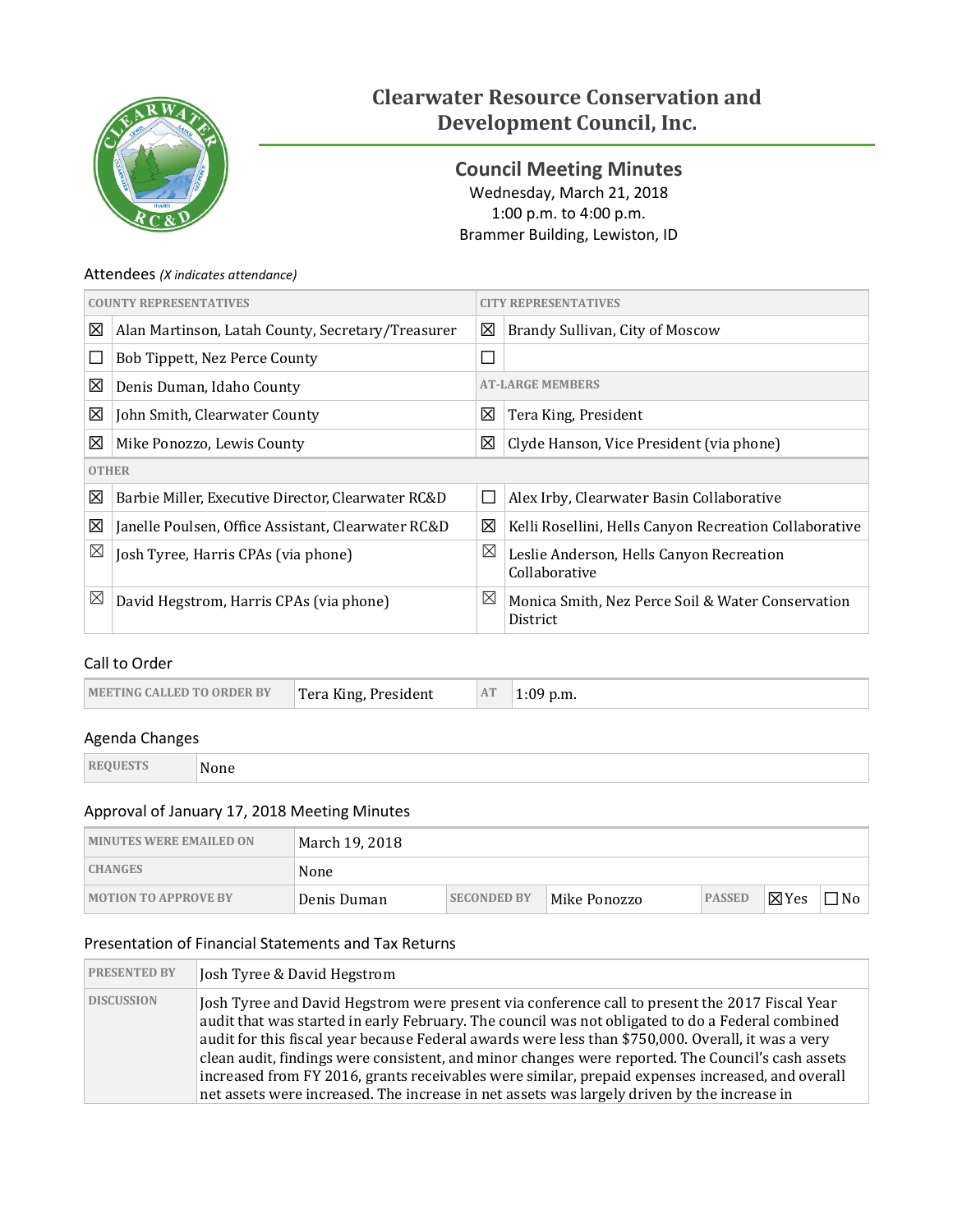# Clearwater Resource Conservation and Development Council, Inc.

## Council Meeting Minutes

Wednesday, March 21, 2018
1:00 p.m. to 4:00 p.m.
Brammer Building, Lewiston, ID

### Attendees *(X indicates attendance)*

| COUNTY REPRESENTATIVES | | CITY REPRESENTATIVES | |
|---|---|---|---|
| ☒ | Alan Martinson, Latah County, Secretary/Treasurer | ☒ | Brandy Sullivan, City of Moscow |
| ☐ | Bob Tippett, Nez Perce County | ☐ | |
| ☒ | Denis Duman, Idaho County | AT-LARGE MEMBERS | |
| ☒ | John Smith, Clearwater County | ☒ | Tera King, President |
| ☒ | Mike Ponozzo, Lewis County | ☒ | Clyde Hanson, Vice President (via phone) |
| OTHER | | | |
| ☒ | Barbie Miller, Executive Director, Clearwater RC&D | ☐ | Alex Irby, Clearwater Basin Collaborative |
| ☒ | Janelle Poulsen, Office Assistant, Clearwater RC&D | ☒ | Kelli Rosellini, Hells Canyon Recreation Collaborative |
| ☒ | Josh Tyree, Harris CPAs (via phone) | ☒ | Leslie Anderson, Hells Canyon Recreation Collaborative |
| ☒ | David Hegstrom, Harris CPAs (via phone) | ☒ | Monica Smith, Nez Perce Soil & Water Conservation District |

### Call to Order

| MEETING CALLED TO ORDER BY | Tera King, President | AT | 1:09 p.m. |
|---|---|---|---|

### Agenda Changes

| REQUESTS | None |
|---|---|

### Approval of January 17, 2018 Meeting Minutes

| MINUTES WERE EMAILED ON | March 19, 2018 | | | | | |
|---|---|---|---|---|---|---|
| CHANGES | None | | | | | |
| MOTION TO APPROVE BY | Denis Duman | SECONDED BY | Mike Ponozzo | PASSED | ☒Yes | ☐No |

### Presentation of Financial Statements and Tax Returns

| PRESENTED BY | Josh Tyree & David Hegstrom |
|---|---|
| DISCUSSION | Josh Tyree and David Hegstrom were present via conference call to present the 2017 Fiscal Year audit that was started in early February. The council was not obligated to do a Federal combined audit for this fiscal year because Federal awards were less than $750,000. Overall, it was a very clean audit, findings were consistent, and minor changes were reported. The Council's cash assets increased from FY 2016, grants receivables were similar, prepaid expenses increased, and overall net assets were increased. The increase in net assets was largely driven by the increase in |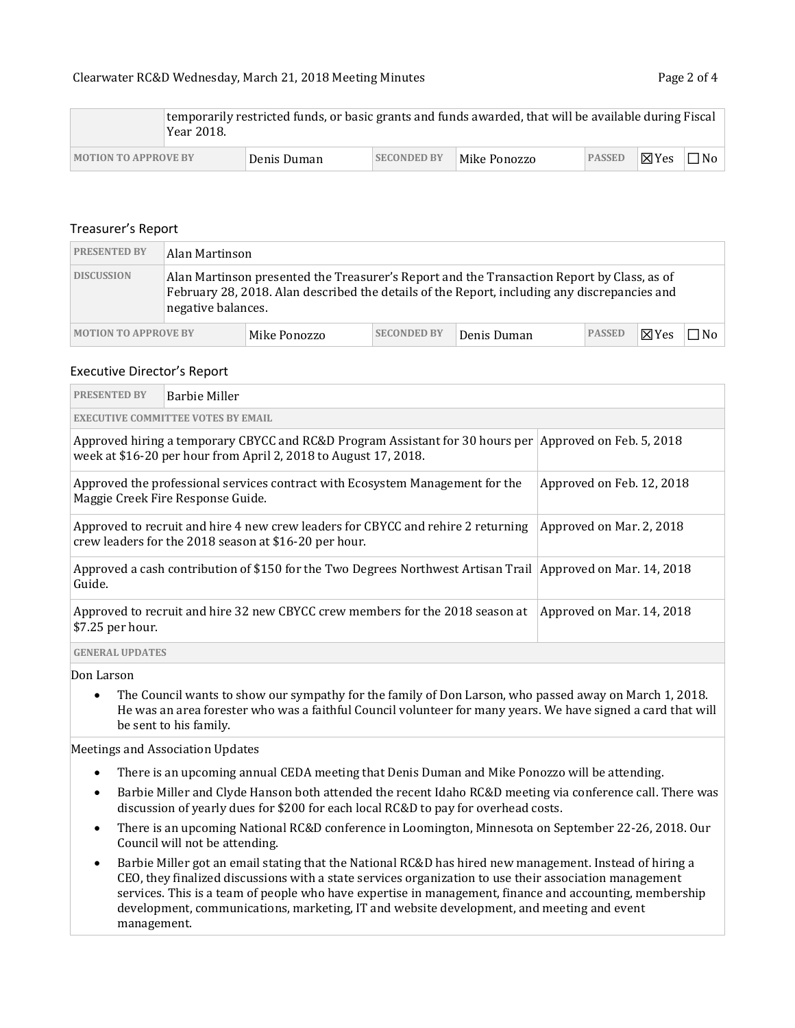| | temporarily restricted funds, or basic grants and funds awarded, that will be available during Fiscal Year 2018. | | | | | |
|---|---|---|---|---|---|---|
| **MOTION TO APPROVE BY** | Denis Duman | **SECONDED BY** | Mike Ponozzo | **PASSED** | ☒Yes | ☐No |

## Treasurer's Report

| **PRESENTED BY** | Alan Martinson | | | | | |
|---|---|---|---|---|---|---|
| **DISCUSSION** | Alan Martinson presented the Treasurer's Report and the Transaction Report by Class, as of February 28, 2018. Alan described the details of the Report, including any discrepancies and negative balances. | | | | | |
| **MOTION TO APPROVE BY** | Mike Ponozzo | **SECONDED BY** | Denis Duman | **PASSED** | ☒Yes | ☐No |

## Executive Director's Report

| **PRESENTED BY** | Barbie Miller |
|---|---|

**EXECUTIVE COMMITTEE VOTES BY EMAIL**

| Vote | Date |
|---|---|
| Approved hiring a temporary CBYCC and RC&D Program Assistant for 30 hours per week at $16-20 per hour from April 2, 2018 to August 17, 2018. | Approved on Feb. 5, 2018 |
| Approved the professional services contract with Ecosystem Management for the Maggie Creek Fire Response Guide. | Approved on Feb. 12, 2018 |
| Approved to recruit and hire 4 new crew leaders for CBYCC and rehire 2 returning crew leaders for the 2018 season at $16-20 per hour. | Approved on Mar. 2, 2018 |
| Approved a cash contribution of $150 for the Two Degrees Northwest Artisan Trail Guide. | Approved on Mar. 14, 2018 |
| Approved to recruit and hire 32 new CBYCC crew members for the 2018 season at $7.25 per hour. | Approved on Mar. 14, 2018 |

**GENERAL UPDATES**

Don Larson

- The Council wants to show our sympathy for the family of Don Larson, who passed away on March 1, 2018. He was an area forester who was a faithful Council volunteer for many years. We have signed a card that will be sent to his family.

Meetings and Association Updates

- There is an upcoming annual CEDA meeting that Denis Duman and Mike Ponozzo will be attending.
- Barbie Miller and Clyde Hanson both attended the recent Idaho RC&D meeting via conference call. There was discussion of yearly dues for $200 for each local RC&D to pay for overhead costs.
- There is an upcoming National RC&D conference in Loomington, Minnesota on September 22-26, 2018. Our Council will not be attending.
- Barbie Miller got an email stating that the National RC&D has hired new management. Instead of hiring a CEO, they finalized discussions with a state services organization to use their association management services. This is a team of people who have expertise in management, finance and accounting, membership development, communications, marketing, IT and website development, and meeting and event management.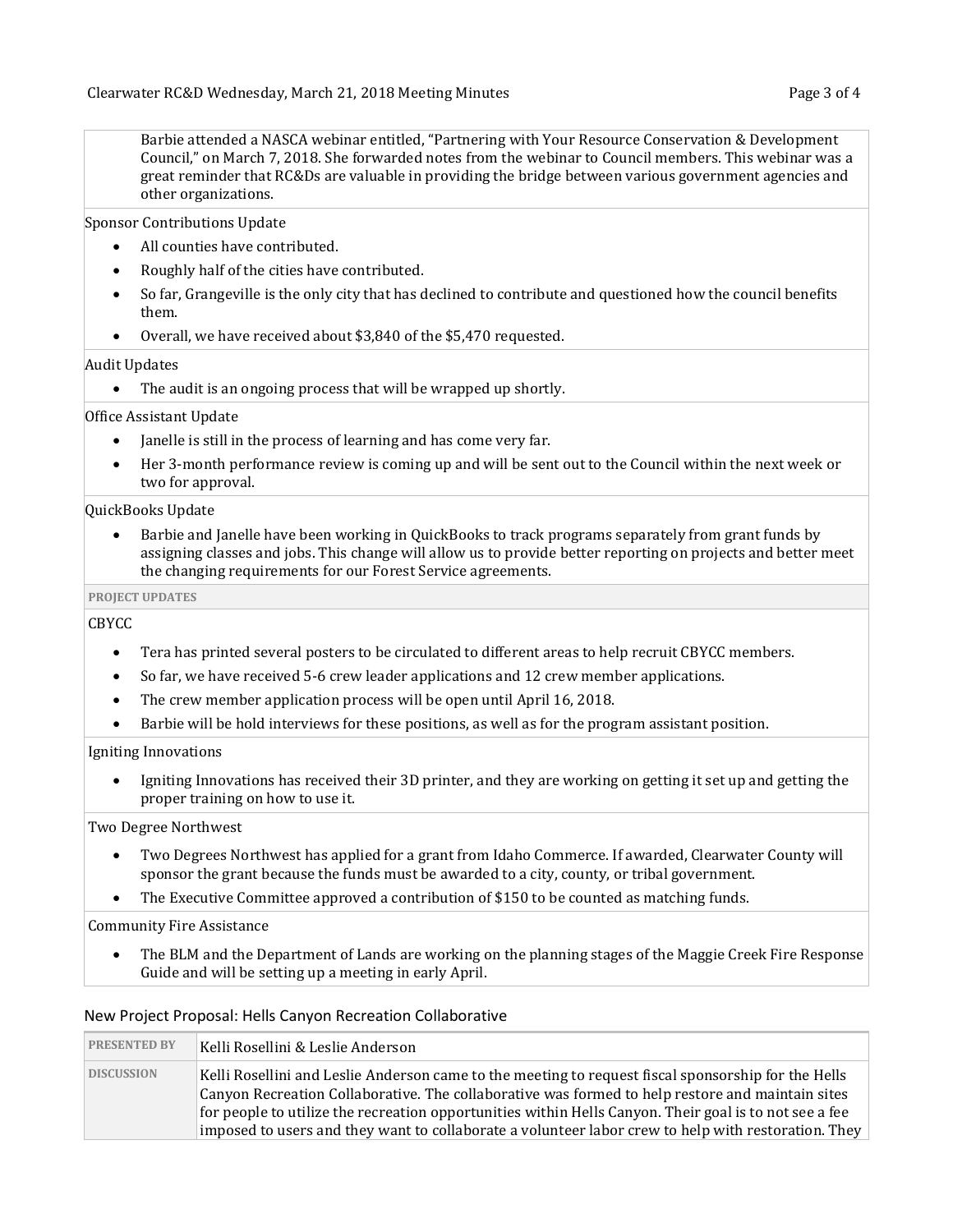Barbie attended a NASCA webinar entitled, "Partnering with Your Resource Conservation & Development Council," on March 7, 2018. She forwarded notes from the webinar to Council members. This webinar was a great reminder that RC&Ds are valuable in providing the bridge between various government agencies and other organizations.

Sponsor Contributions Update

- All counties have contributed.
- Roughly half of the cities have contributed.
- So far, Grangeville is the only city that has declined to contribute and questioned how the council benefits them.
- Overall, we have received about $3,840 of the $5,470 requested.

Audit Updates

- The audit is an ongoing process that will be wrapped up shortly.

Office Assistant Update

- Janelle is still in the process of learning and has come very far.
- Her 3-month performance review is coming up and will be sent out to the Council within the next week or two for approval.

QuickBooks Update

- Barbie and Janelle have been working in QuickBooks to track programs separately from grant funds by assigning classes and jobs. This change will allow us to provide better reporting on projects and better meet the changing requirements for our Forest Service agreements.

**PROJECT UPDATES**

CBYCC

- Tera has printed several posters to be circulated to different areas to help recruit CBYCC members.
- So far, we have received 5-6 crew leader applications and 12 crew member applications.
- The crew member application process will be open until April 16, 2018.
- Barbie will be hold interviews for these positions, as well as for the program assistant position.

Igniting Innovations

- Igniting Innovations has received their 3D printer, and they are working on getting it set up and getting the proper training on how to use it.

Two Degree Northwest

- Two Degrees Northwest has applied for a grant from Idaho Commerce. If awarded, Clearwater County will sponsor the grant because the funds must be awarded to a city, county, or tribal government.
- The Executive Committee approved a contribution of $150 to be counted as matching funds.

Community Fire Assistance

- The BLM and the Department of Lands are working on the planning stages of the Maggie Creek Fire Response Guide and will be setting up a meeting in early April.

## New Project Proposal: Hells Canyon Recreation Collaborative

| PRESENTED BY | Kelli Rosellini & Leslie Anderson |
|---|---|
| DISCUSSION | Kelli Rosellini and Leslie Anderson came to the meeting to request fiscal sponsorship for the Hells Canyon Recreation Collaborative. The collaborative was formed to help restore and maintain sites for people to utilize the recreation opportunities within Hells Canyon. Their goal is to not see a fee imposed to users and they want to collaborate a volunteer labor crew to help with restoration. They |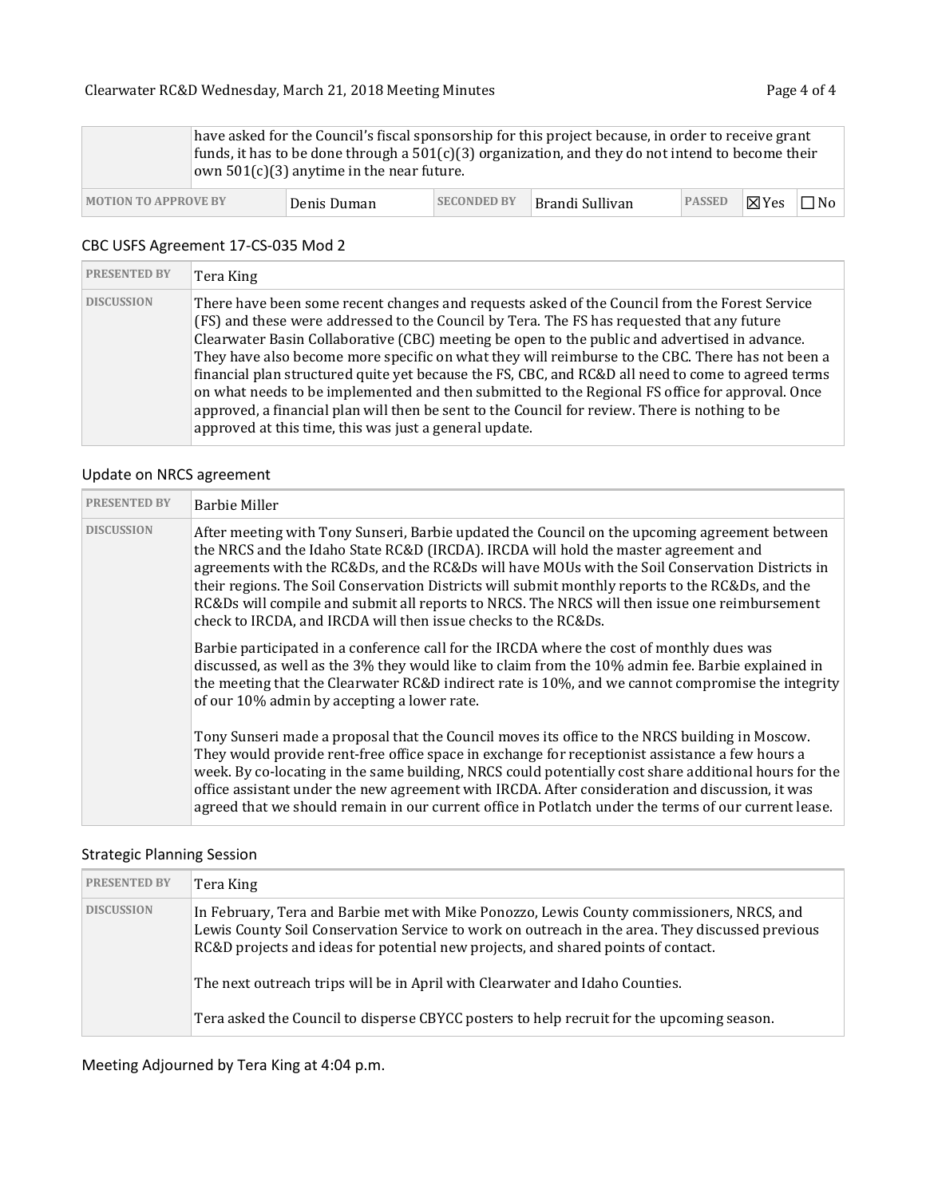| | |
|---|---|
| | have asked for the Council's fiscal sponsorship for this project because, in order to receive grant funds, it has to be done through a 501(c)(3) organization, and they do not intend to become their own 501(c)(3) anytime in the near future. |

| | | | | | | |
|---|---|---|---|---|---|---|
| **MOTION TO APPROVE BY** | Denis Duman | **SECONDED BY** | Brandi Sullivan | **PASSED** | ☒Yes | ☐No |

## CBC USFS Agreement 17-CS-035 Mod 2

| | |
|---|---|
| **PRESENTED BY** | Tera King |
| **DISCUSSION** | There have been some recent changes and requests asked of the Council from the Forest Service (FS) and these were addressed to the Council by Tera. The FS has requested that any future Clearwater Basin Collaborative (CBC) meeting be open to the public and advertised in advance. They have also become more specific on what they will reimburse to the CBC. There has not been a financial plan structured quite yet because the FS, CBC, and RC&D all need to come to agreed terms on what needs to be implemented and then submitted to the Regional FS office for approval. Once approved, a financial plan will then be sent to the Council for review. There is nothing to be approved at this time, this was just a general update. |

## Update on NRCS agreement

| | |
|---|---|
| **PRESENTED BY** | Barbie Miller |
| **DISCUSSION** | After meeting with Tony Sunseri, Barbie updated the Council on the upcoming agreement between the NRCS and the Idaho State RC&D (IRCDA). IRCDA will hold the master agreement and agreements with the RC&Ds, and the RC&Ds will have MOUs with the Soil Conservation Districts in their regions. The Soil Conservation Districts will submit monthly reports to the RC&Ds, and the RC&Ds will compile and submit all reports to NRCS. The NRCS will then issue one reimbursement check to IRCDA, and IRCDA will then issue checks to the RC&Ds.<br><br>Barbie participated in a conference call for the IRCDA where the cost of monthly dues was discussed, as well as the 3% they would like to claim from the 10% admin fee. Barbie explained in the meeting that the Clearwater RC&D indirect rate is 10%, and we cannot compromise the integrity of our 10% admin by accepting a lower rate.<br><br>Tony Sunseri made a proposal that the Council moves its office to the NRCS building in Moscow. They would provide rent-free office space in exchange for receptionist assistance a few hours a week. By co-locating in the same building, NRCS could potentially cost share additional hours for the office assistant under the new agreement with IRCDA. After consideration and discussion, it was agreed that we should remain in our current office in Potlatch under the terms of our current lease. |

## Strategic Planning Session

| | |
|---|---|
| **PRESENTED BY** | Tera King |
| **DISCUSSION** | In February, Tera and Barbie met with Mike Ponozzo, Lewis County commissioners, NRCS, and Lewis County Soil Conservation Service to work on outreach in the area. They discussed previous RC&D projects and ideas for potential new projects, and shared points of contact.<br><br>The next outreach trips will be in April with Clearwater and Idaho Counties.<br><br>Tera asked the Council to disperse CBYCC posters to help recruit for the upcoming season. |

Meeting Adjourned by Tera King at 4:04 p.m.